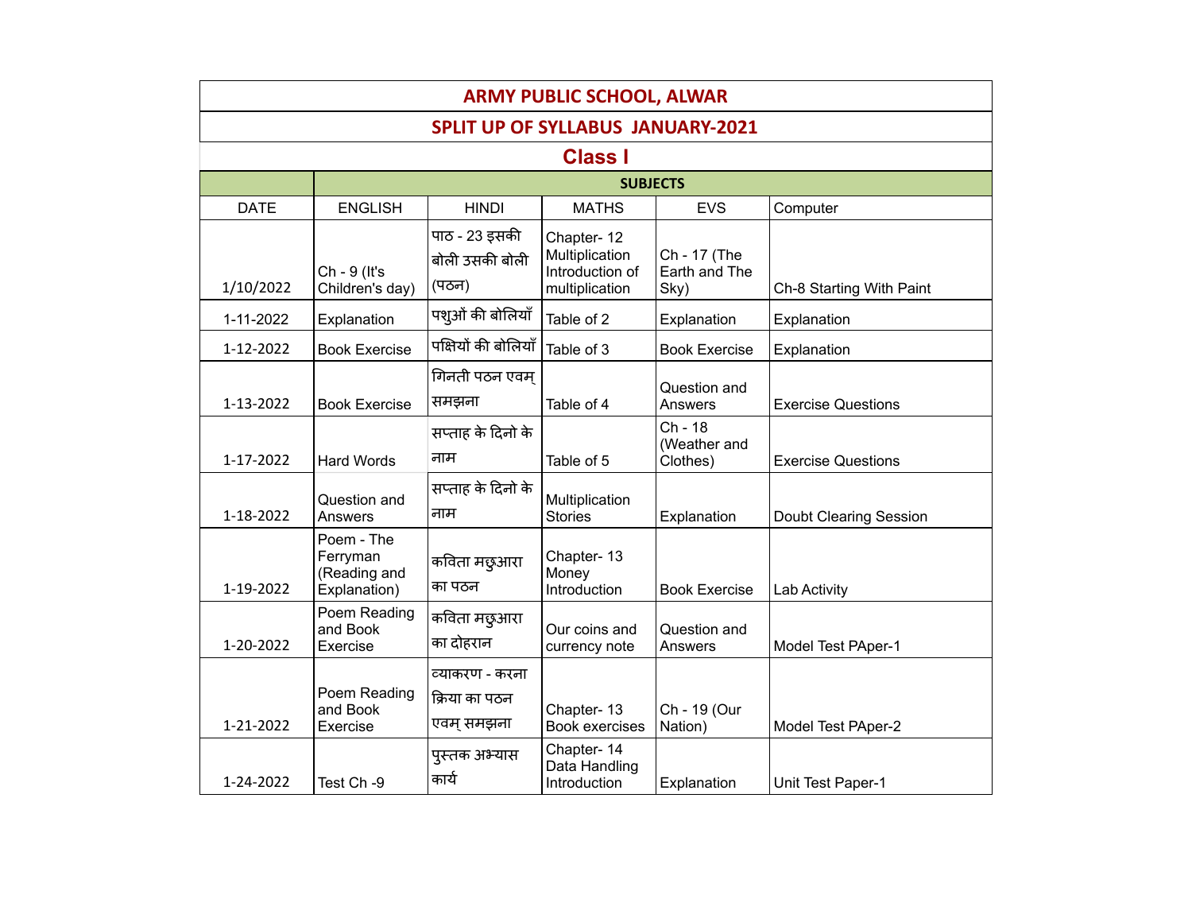# ARMY PUBLIC SCHOOL, ALWAR

## SPLIT UP OF SYLLABUS JANUARY-2021

## Class I

| DATE | ENGLISH | HINDI | MATHS | EVS | Computer |
|---|---|---|---|---|---|
| | SUBJECTS | | | | |
| 1/10/2022 | Ch - 9 (It's Children's day) | पाठ - 23 इसकी बोली उसकी बोली (पठन) | Chapter- 12 Multiplication Introduction of multiplication | Ch - 17 (The Earth and The Sky) | Ch-8 Starting With Paint |
| 1-11-2022 | Explanation | पशुओं की बोलियाँ | Table of 2 | Explanation | Explanation |
| 1-12-2022 | Book Exercise | पक्षियों की बोलियाँ | Table of 3 | Book Exercise | Explanation |
| 1-13-2022 | Book Exercise | गिनती पठन एवम् समझना | Table of 4 | Question and Answers | Exercise Questions |
| 1-17-2022 | Hard Words | सप्ताह के दिनो के नाम | Table of 5 | Ch - 18 (Weather and Clothes) | Exercise Questions |
| 1-18-2022 | Question and Answers | सप्ताह के दिनो के नाम | Multiplication Stories | Explanation | Doubt Clearing Session |
| 1-19-2022 | Poem - The Ferryman (Reading and Explanation) | कविता मछुआरा का पठन | Chapter- 13 Money Introduction | Book Exercise | Lab Activity |
| 1-20-2022 | Poem Reading and Book Exercise | कविता मछुआरा का दोहरान | Our coins and currency note | Question and Answers | Model Test PAper-1 |
| 1-21-2022 | Poem Reading and Book Exercise | व्याकरण - करना क्रिया का पठन एवम् समझना | Chapter- 13 Book exercises | Ch - 19 (Our Nation) | Model Test PAper-2 |
| 1-24-2022 | Test Ch -9 | पुस्तक अभ्यास कार्य | Chapter- 14 Data Handling Introduction | Explanation | Unit Test Paper-1 |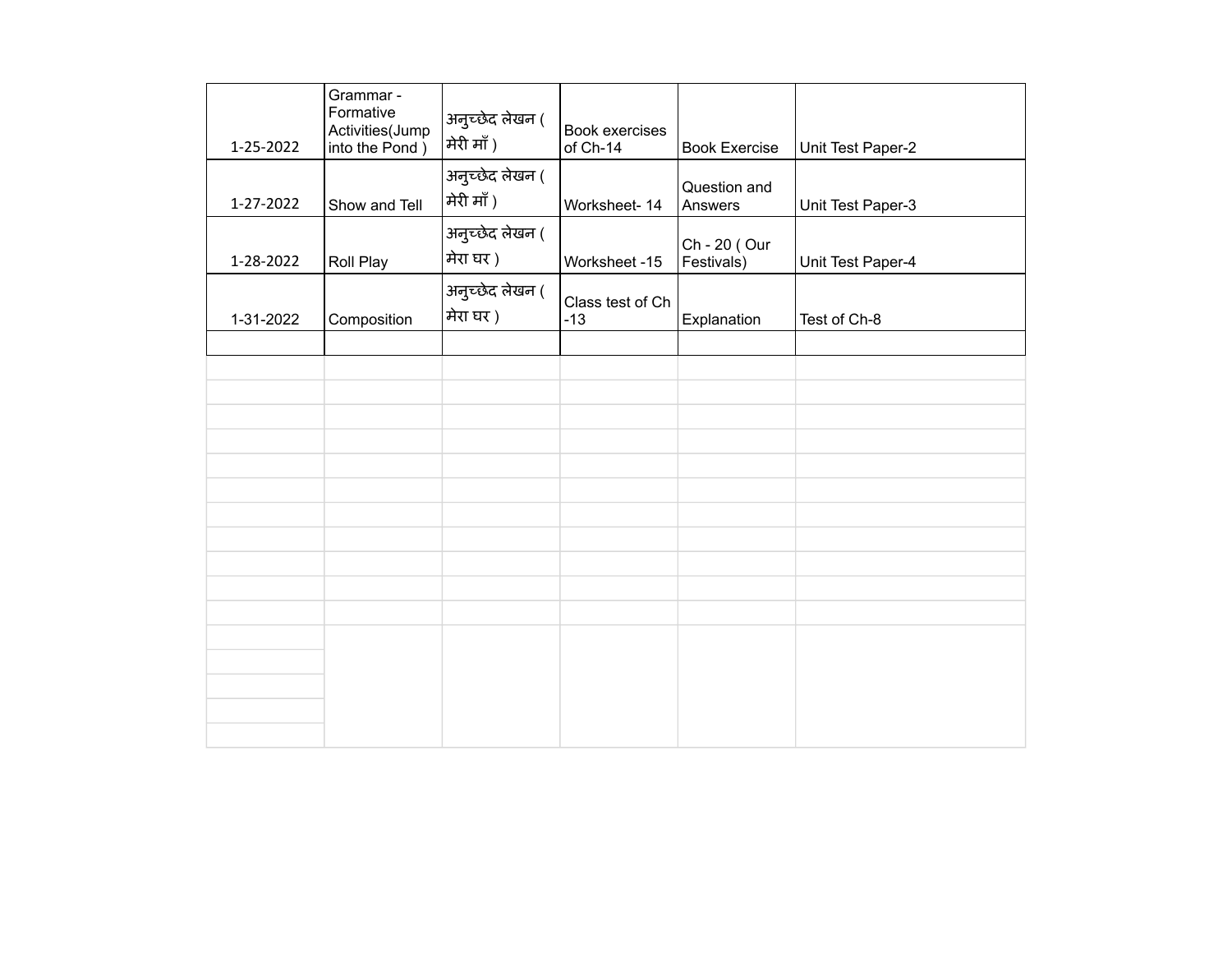| | | | | | |
|---|---|---|---|---|---|
| 1-25-2022 | Grammar - Formative Activities(Jump into the Pond ) | अनुच्छेद लेखन ( मेरी माँ ) | Book exercises of Ch-14 | Book Exercise | Unit Test Paper-2 |
| 1-27-2022 | Show and Tell | अनुच्छेद लेखन ( मेरी माँ ) | Worksheet- 14 | Question and Answers | Unit Test Paper-3 |
| 1-28-2022 | Roll Play | अनुच्छेद लेखन ( मेरा घर ) | Worksheet -15 | Ch - 20 ( Our Festivals) | Unit Test Paper-4 |
| 1-31-2022 | Composition | अनुच्छेद लेखन ( मेरा घर ) | Class test of Ch -13 | Explanation | Test of Ch-8 |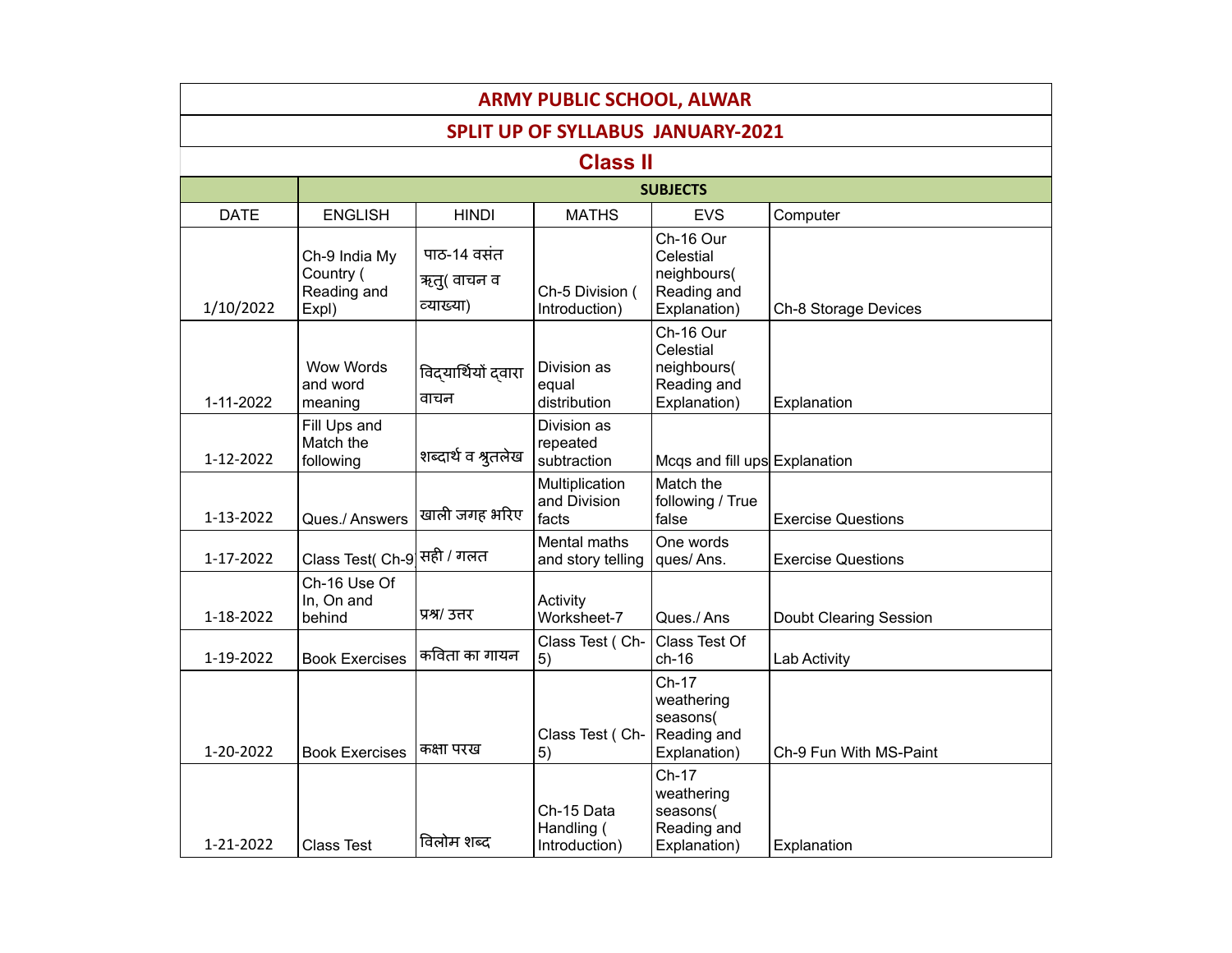# ARMY PUBLIC SCHOOL, ALWAR

## SPLIT UP OF SYLLABUS JANUARY-2021

### Class II

| | SUBJECTS | | | | |
|---|---|---|---|---|---|
| DATE | ENGLISH | HINDI | MATHS | EVS | Computer |
| 1/10/2022 | Ch-9 India My Country ( Reading and Expl) | पाठ-14 वसंत ऋतु( वाचन व व्याख्या) | Ch-5 Division ( Introduction) | Ch-16 Our Celestial neighbours( Reading and Explanation) | Ch-8 Storage Devices |
| 1-11-2022 | Wow Words and word meaning | विद्यार्थियों द्वारा वाचन | Division as equal distribution | Ch-16 Our Celestial neighbours( Reading and Explanation) | Explanation |
| 1-12-2022 | Fill Ups and Match the following | शब्दार्थ व श्रुतलेख | Division as repeated subtraction | Mcqs and fill ups | Explanation |
| 1-13-2022 | Ques./ Answers | खाली जगह भरिए | Multiplication and Division facts | Match the following / True false | Exercise Questions |
| 1-17-2022 | Class Test( Ch-9 | सही / गलत | Mental maths and story telling | One words ques/ Ans. | Exercise Questions |
| 1-18-2022 | Ch-16 Use Of In, On and behind | प्रश्न/ उत्तर | Activity Worksheet-7 | Ques./ Ans | Doubt Clearing Session |
| 1-19-2022 | Book Exercises | कविता का गायन | Class Test ( Ch-5) | Class Test Of ch-16 | Lab Activity |
| 1-20-2022 | Book Exercises | कक्षा परख | Class Test ( Ch-5) | Ch-17 weathering seasons( Reading and Explanation) | Ch-9 Fun With MS-Paint |
| 1-21-2022 | Class Test | विलोम शब्द | Ch-15 Data Handling ( Introduction) | Ch-17 weathering seasons( Reading and Explanation) | Explanation |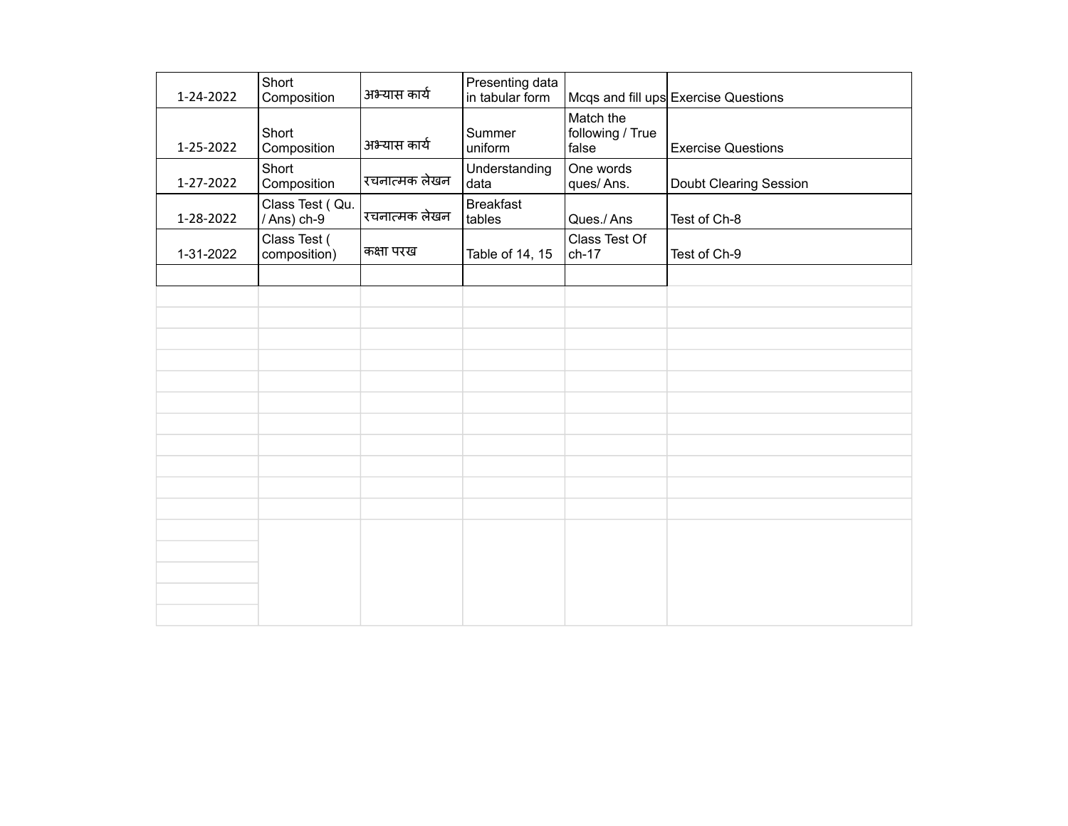| | | | | | |
|---|---|---|---|---|---|
| 1-24-2022 | Short Composition | अभ्यास कार्य | Presenting data in tabular form | Mcqs and fill ups | Exercise Questions |
| 1-25-2022 | Short Composition | अभ्यास कार्य | Summer uniform | Match the following / True false | Exercise Questions |
| 1-27-2022 | Short Composition | रचनात्मक लेखन | Understanding data | One words ques/ Ans. | Doubt Clearing Session |
| 1-28-2022 | Class Test ( Qu. / Ans) ch-9 | रचनात्मक लेखन | Breakfast tables | Ques./ Ans | Test of Ch-8 |
| 1-31-2022 | Class Test ( composition) | कक्षा परख | Table of 14, 15 | Class Test Of ch-17 | Test of Ch-9 |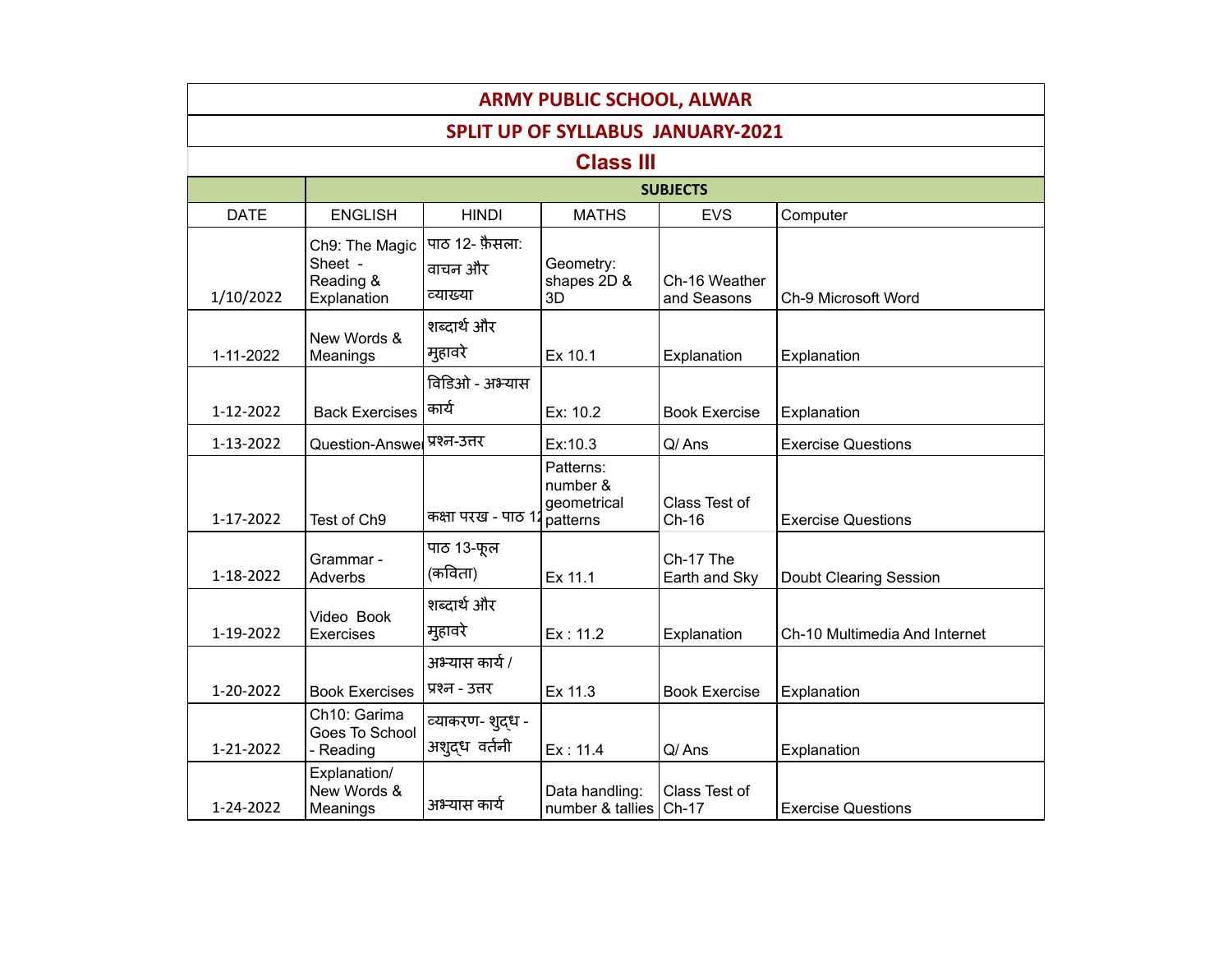# ARMY PUBLIC SCHOOL, ALWAR

## SPLIT UP OF SYLLABUS JANUARY-2021

### Class III

| | SUBJECTS | | | | |
|---|---|---|---|---|---|
| DATE | ENGLISH | HINDI | MATHS | EVS | Computer |
| 1/10/2022 | Ch9: The Magic Sheet - Reading & Explanation | पाठ 12- फ़ैसला: वाचन और व्याख्या | Geometry: shapes 2D & 3D | Ch-16 Weather and Seasons | Ch-9 Microsoft Word |
| 1-11-2022 | New Words & Meanings | शब्दार्थ और मुहावरे | Ex 10.1 | Explanation | Explanation |
| 1-12-2022 | Back Exercises | विडिओ - अभ्यास कार्य | Ex: 10.2 | Book Exercise | Explanation |
| 1-13-2022 | Question-Answer | प्रश्न-उत्तर | Ex:10.3 | Q/ Ans | Exercise Questions |
| 1-17-2022 | Test of Ch9 | कक्षा परख - पाठ 12 | Patterns: number & geometrical patterns | Class Test of Ch-16 | Exercise Questions |
| 1-18-2022 | Grammar - Adverbs | पाठ 13-फूल (कविता) | Ex 11.1 | Ch-17 The Earth and Sky | Doubt Clearing Session |
| 1-19-2022 | Video Book Exercises | शब्दार्थ और मुहावरे | Ex : 11.2 | Explanation | Ch-10 Multimedia And Internet |
| 1-20-2022 | Book Exercises | अभ्यास कार्य / प्रश्न - उत्तर | Ex 11.3 | Book Exercise | Explanation |
| 1-21-2022 | Ch10: Garima Goes To School - Reading | व्याकरण- शुद्ध - अशुद्ध वर्तनी | Ex : 11.4 | Q/ Ans | Explanation |
| 1-24-2022 | Explanation/ New Words & Meanings | अभ्यास कार्य | Data handling: number & tallies | Class Test of Ch-17 | Exercise Questions |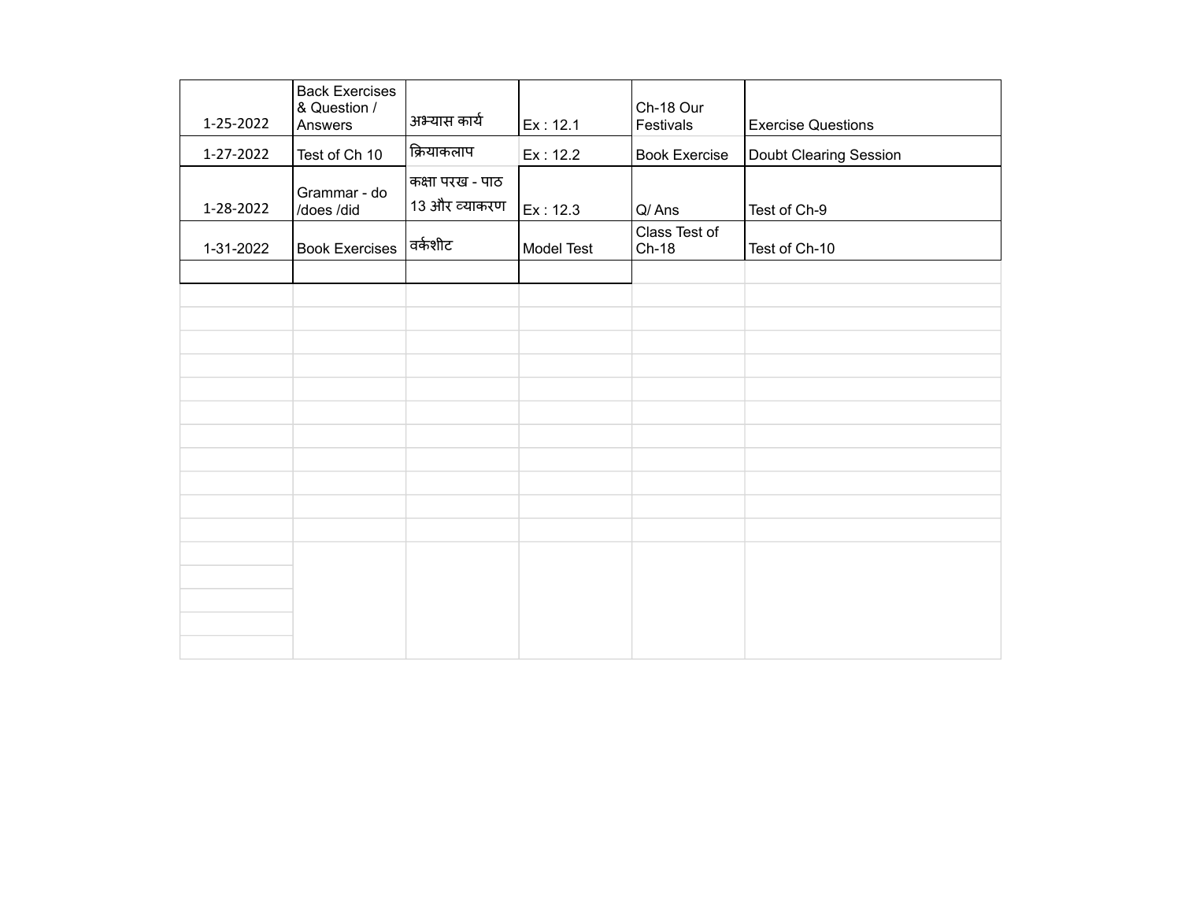| 1-25-2022 | Back Exercises & Question / Answers | अभ्यास कार्य | Ex : 12.1 | Ch-18 Our Festivals | Exercise Questions |
|---|---|---|---|---|---|
| 1-27-2022 | Test of Ch 10 | क्रियाकलाप | Ex : 12.2 | Book Exercise | Doubt Clearing Session |
| 1-28-2022 | Grammar - do /does /did | कक्षा परख - पाठ 13 और व्याकरण | Ex : 12.3 | Q/ Ans | Test of Ch-9 |
| 1-31-2022 | Book Exercises | वर्कशीट | Model Test | Class Test of Ch-18 | Test of Ch-10 |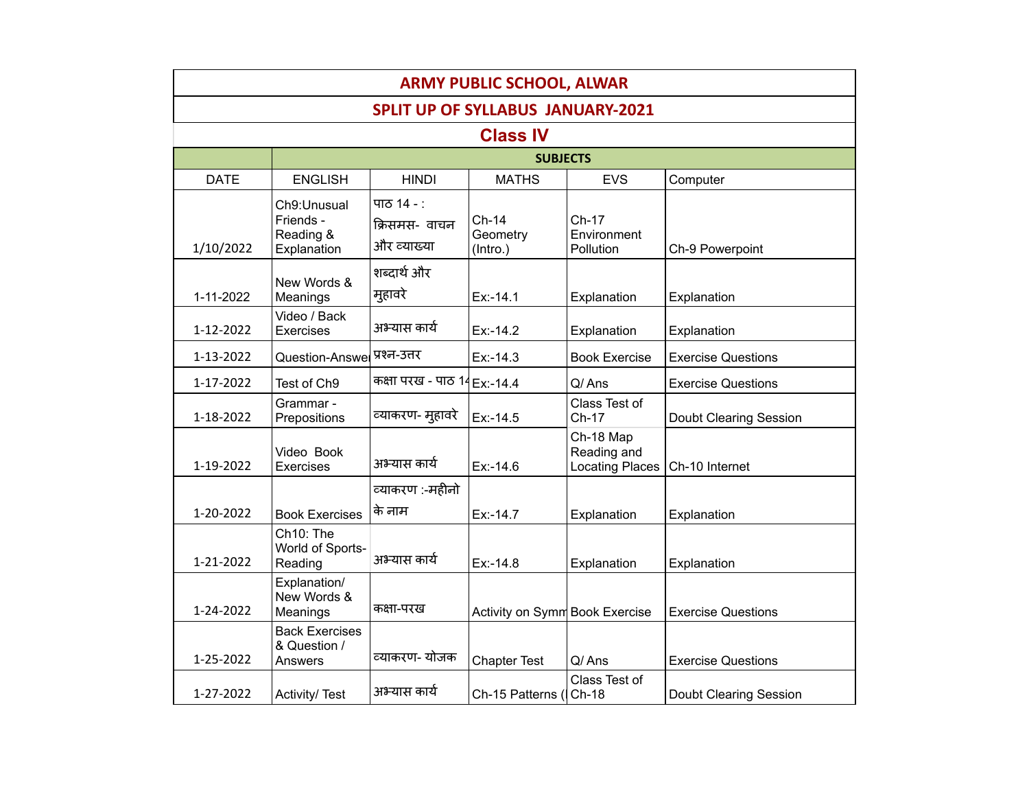# ARMY PUBLIC SCHOOL, ALWAR

## SPLIT UP OF SYLLABUS JANUARY-2021

### Class IV

| | SUBJECTS | | | | |
|---|---|---|---|---|---|
| DATE | ENGLISH | HINDI | MATHS | EVS | Computer |
| 1/10/2022 | Ch9:Unusual Friends - Reading & Explanation | पाठ 14 - : क्रिसमस- वाचन और व्याख्या | Ch-14 Geometry (Intro.) | Ch-17 Environment Pollution | Ch-9 Powerpoint |
| 1-11-2022 | New Words & Meanings | शब्दार्थ और मुहावरे | Ex:-14.1 | Explanation | Explanation |
| 1-12-2022 | Video / Back Exercises | अभ्यास कार्य | Ex:-14.2 | Explanation | Explanation |
| 1-13-2022 | Question-Answe | प्रश्न-उत्तर | Ex:-14.3 | Book Exercise | Exercise Questions |
| 1-17-2022 | Test of Ch9 | कक्षा परख - पाठ 14 | Ex:-14.4 | Q/ Ans | Exercise Questions |
| 1-18-2022 | Grammar - Prepositions | व्याकरण- मुहावरे | Ex:-14.5 | Class Test of Ch-17 | Doubt Clearing Session |
| 1-19-2022 | Video Book Exercises | अभ्यास कार्य | Ex:-14.6 | Ch-18 Map Reading and Locating Places | Ch-10 Internet |
| 1-20-2022 | Book Exercises | व्याकरण :-महीनो के नाम | Ex:-14.7 | Explanation | Explanation |
| 1-21-2022 | Ch10: The World of Sports- Reading | अभ्यास कार्य | Ex:-14.8 | Explanation | Explanation |
| 1-24-2022 | Explanation/ New Words & Meanings | कक्षा-परख | Activity on Symm | Book Exercise | Exercise Questions |
| 1-25-2022 | Back Exercises & Question / Answers | व्याकरण- योजक | Chapter Test | Q/ Ans | Exercise Questions |
| 1-27-2022 | Activity/ Test | अभ्यास कार्य | Ch-15 Patterns (I | Class Test of Ch-18 | Doubt Clearing Session |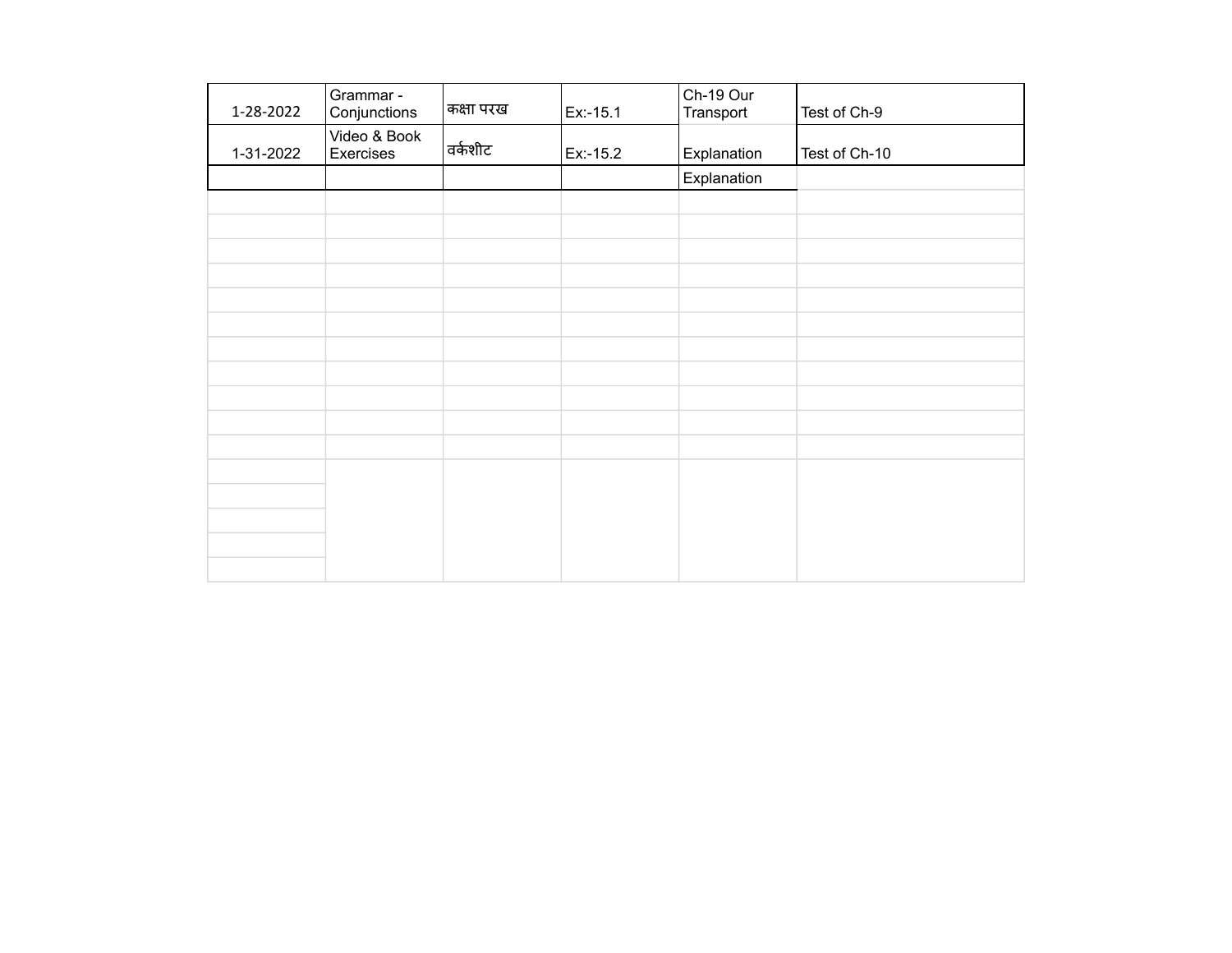| | | | | | |
|---|---|---|---|---|---|
| 1-28-2022 | Grammar - Conjunctions | कक्षा परख | Ex:-15.1 | Ch-19 Our Transport | Test of Ch-9 |
| 1-31-2022 | Video & Book Exercises | वर्कशीट | Ex:-15.2 | Explanation | Test of Ch-10 |
| | | | | Explanation | |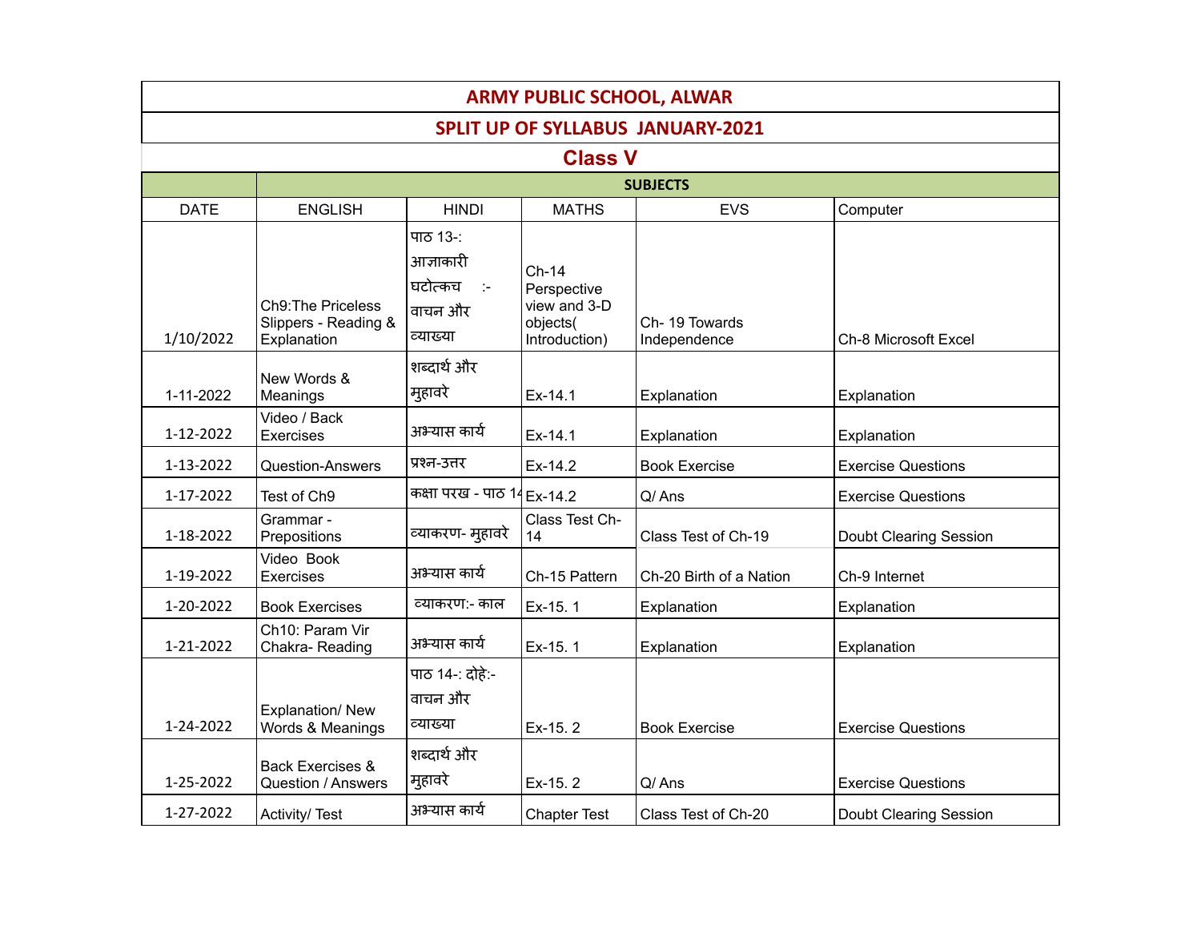# ARMY PUBLIC SCHOOL, ALWAR

## SPLIT UP OF SYLLABUS JANUARY-2021

### Class V

| | SUBJECTS | | | | |
|---|---|---|---|---|---|
| DATE | ENGLISH | HINDI | MATHS | EVS | Computer |
| 1/10/2022 | Ch9:The Priceless Slippers - Reading & Explanation | पाठ 13-: आज्ञाकारी घटोत्कच :- वाचन और व्याख्या | Ch-14 Perspective view and 3-D objects( Introduction) | Ch- 19 Towards Independence | Ch-8 Microsoft Excel |
| 1-11-2022 | New Words & Meanings | शब्दार्थ और मुहावरे | Ex-14.1 | Explanation | Explanation |
| 1-12-2022 | Video / Back Exercises | अभ्यास कार्य | Ex-14.1 | Explanation | Explanation |
| 1-13-2022 | Question-Answers | प्रश्न-उत्तर | Ex-14.2 | Book Exercise | Exercise Questions |
| 1-17-2022 | Test of Ch9 | कक्षा परख - पाठ 14 | Ex-14.2 | Q/ Ans | Exercise Questions |
| 1-18-2022 | Grammar - Prepositions | व्याकरण- मुहावरे | Class Test Ch-14 | Class Test of Ch-19 | Doubt Clearing Session |
| 1-19-2022 | Video Book Exercises | अभ्यास कार्य | Ch-15 Pattern | Ch-20 Birth of a Nation | Ch-9 Internet |
| 1-20-2022 | Book Exercises | व्याकरण:- काल | Ex-15. 1 | Explanation | Explanation |
| 1-21-2022 | Ch10: Param Vir Chakra- Reading | अभ्यास कार्य | Ex-15. 1 | Explanation | Explanation |
| 1-24-2022 | Explanation/ New Words & Meanings | पाठ 14-: दोहे:- वाचन और व्याख्या | Ex-15. 2 | Book Exercise | Exercise Questions |
| 1-25-2022 | Back Exercises & Question / Answers | शब्दार्थ और मुहावरे | Ex-15. 2 | Q/ Ans | Exercise Questions |
| 1-27-2022 | Activity/ Test | अभ्यास कार्य | Chapter Test | Class Test of Ch-20 | Doubt Clearing Session |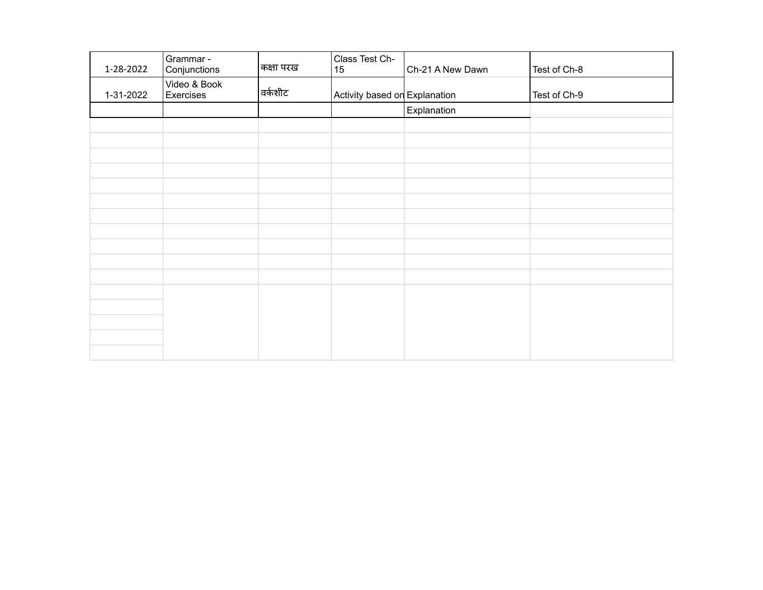| | | | | | |
|---|---|---|---|---|---|
| 1-28-2022 | Grammar - Conjunctions | कक्षा परख | Class Test Ch-15 | Ch-21 A New Dawn | Test of Ch-8 |
| 1-31-2022 | Video & Book Exercises | वर्कशीट | Activity based on | Explanation | Test of Ch-9 |
| | | | | Explanation | |